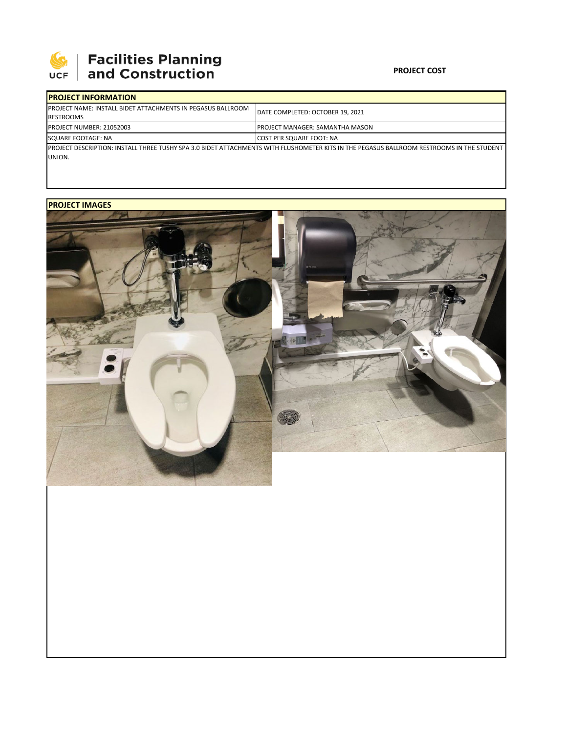Facilities Planning and Construction

**PROJECT COST**

| PROJECT INFORMATION | |
|---|---|
| PROJECT NAME: INSTALL BIDET ATTACHMENTS IN PEGASUS BALLROOM RESTROOMS | DATE COMPLETED: OCTOBER 19, 2021 |
| PROJECT NUMBER: 21052003 | PROJECT MANAGER: SAMANTHA MASON |
| SQUARE FOOTAGE: NA | COST PER SQUARE FOOT: NA |
| PROJECT DESCRIPTION: INSTALL THREE TUSHY SPA 3.0 BIDET ATTACHMENTS WITH FLUSHOMETER KITS IN THE PEGASUS BALLROOM RESTROOMS IN THE STUDENT UNION. | |

**PROJECT IMAGES**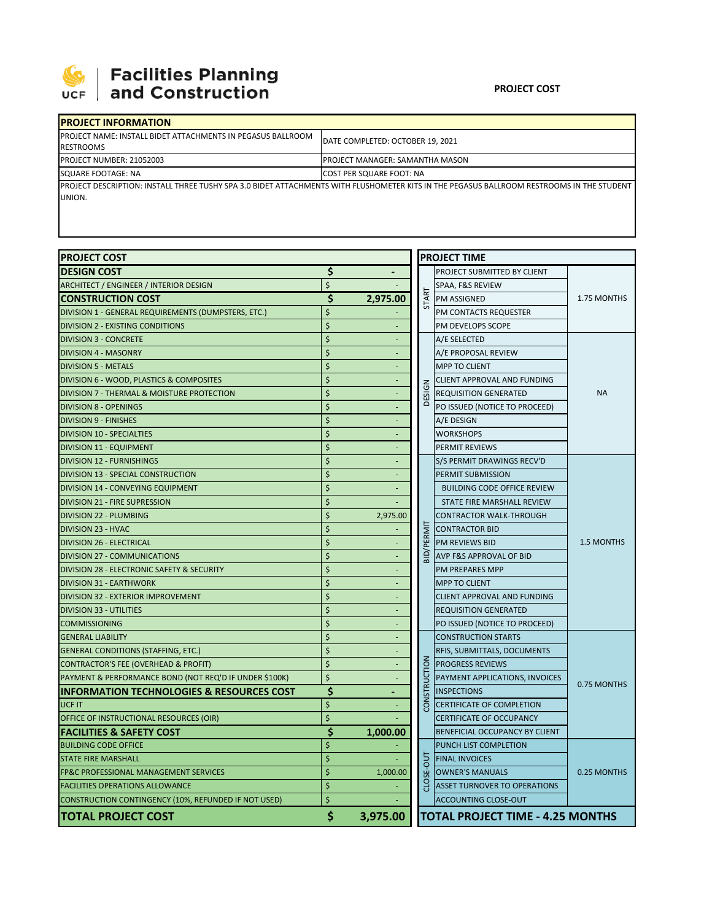Facilities Planning and Construction

**PROJECT COST**

| PROJECT INFORMATION | |
|---|---|
| PROJECT NAME: INSTALL BIDET ATTACHMENTS IN PEGASUS BALLROOM RESTROOMS | DATE COMPLETED: OCTOBER 19, 2021 |
| PROJECT NUMBER: 21052003 | PROJECT MANAGER: SAMANTHA MASON |
| SQUARE FOOTAGE: NA | COST PER SQUARE FOOT: NA |
| PROJECT DESCRIPTION: INSTALL THREE TUSHY SPA 3.0 BIDET ATTACHMENTS WITH FLUSHOMETER KITS IN THE PEGASUS BALLROOM RESTROOMS IN THE STUDENT UNION. | |

| PROJECT COST | | |
|---|---|---|
| **DESIGN COST** | **$** | **-** |
| ARCHITECT / ENGINEER / INTERIOR DESIGN | $ | - |
| **CONSTRUCTION COST** | **$** | **2,975.00** |
| DIVISION 1 - GENERAL REQUIREMENTS (DUMPSTERS, ETC.) | $ | - |
| DIVISION 2 - EXISTING CONDITIONS | $ | - |
| DIVISION 3 - CONCRETE | $ | - |
| DIVISION 4 - MASONRY | $ | - |
| DIVISION 5 - METALS | $ | - |
| DIVISION 6 - WOOD, PLASTICS & COMPOSITES | $ | - |
| DIVISION 7 - THERMAL & MOISTURE PROTECTION | $ | - |
| DIVISION 8 - OPENINGS | $ | - |
| DIVISION 9 - FINISHES | $ | - |
| DIVISION 10 - SPECIALTIES | $ | - |
| DIVISION 11 - EQUIPMENT | $ | - |
| DIVISION 12 - FURNISHINGS | $ | - |
| DIVISION 13 - SPECIAL CONSTRUCTION | $ | - |
| DIVISION 14 - CONVEYING EQUIPMENT | $ | - |
| DIVISION 21 - FIRE SUPRESSION | $ | - |
| DIVISION 22 - PLUMBING | $ | 2,975.00 |
| DIVISION 23 - HVAC | $ | - |
| DIVISION 26 - ELECTRICAL | $ | - |
| DIVISION 27 - COMMUNICATIONS | $ | - |
| DIVISION 28 - ELECTRONIC SAFETY & SECURITY | $ | - |
| DIVISION 31 - EARTHWORK | $ | - |
| DIVISION 32 - EXTERIOR IMPROVEMENT | $ | - |
| DIVISION 33 - UTILITIES | $ | - |
| COMMISSIONING | $ | - |
| GENERAL LIABILITY | $ | - |
| GENERAL CONDITIONS (STAFFING, ETC.) | $ | - |
| CONTRACTOR'S FEE (OVERHEAD & PROFIT) | $ | - |
| PAYMENT & PERFORMANCE BOND (NOT REQ'D IF UNDER $100K) | $ | - |
| **INFORMATION TECHNOLOGIES & RESOURCES COST** | **$** | **-** |
| UCF IT | $ | - |
| OFFICE OF INSTRUCTIONAL RESOURCES (OIR) | $ | - |
| **FACILITIES & SAFETY COST** | **$** | **1,000.00** |
| BUILDING CODE OFFICE | $ | - |
| STATE FIRE MARSHALL | $ | - |
| FP&C PROFESSIONAL MANAGEMENT SERVICES | $ | 1,000.00 |
| FACILITIES OPERATIONS ALLOWANCE | $ | - |
| CONSTRUCTION CONTINGENCY (10%, REFUNDED IF NOT USED) | $ | - |
| **TOTAL PROJECT COST** | **$** | **3,975.00** |

| PROJECT TIME | | |
|---|---|---|
| START | PROJECT SUBMITTED BY CLIENT | 1.75 MONTHS |
| | SPAA, F&S REVIEW | |
| | PM ASSIGNED | |
| | PM CONTACTS REQUESTER | |
| | PM DEVELOPS SCOPE | |
| DESIGN | A/E SELECTED | NA |
| | A/E PROPOSAL REVIEW | |
| | MPP TO CLIENT | |
| | CLIENT APPROVAL AND FUNDING | |
| | REQUISITION GENERATED | |
| | PO ISSUED (NOTICE TO PROCEED) | |
| | A/E DESIGN | |
| | WORKSHOPS | |
| | PERMIT REVIEWS | |
| BID/PERMIT | S/S PERMIT DRAWINGS RECV'D | 1.5 MONTHS |
| | PERMIT SUBMISSION | |
| | BUILDING CODE OFFICE REVIEW | |
| | STATE FIRE MARSHALL REVIEW | |
| | CONTRACTOR WALK-THROUGH | |
| | CONTRACTOR BID | |
| | PM REVIEWS BID | |
| | AVP F&S APPROVAL OF BID | |
| | PM PREPARES MPP | |
| | MPP TO CLIENT | |
| | CLIENT APPROVAL AND FUNDING | |
| | REQUISITION GENERATED | |
| | PO ISSUED (NOTICE TO PROCEED) | |
| CONSTRUCTION | CONSTRUCTION STARTS | 0.75 MONTHS |
| | RFIS, SUBMITTALS, DOCUMENTS | |
| | PROGRESS REVIEWS | |
| | PAYMENT APPLICATIONS, INVOICES | |
| | INSPECTIONS | |
| | CERTIFICATE OF COMPLETION | |
| | CERTIFICATE OF OCCUPANCY | |
| | BENEFICIAL OCCUPANCY BY CLIENT | |
| CLOSE-OUT | PUNCH LIST COMPLETION | 0.25 MONTHS |
| | FINAL INVOICES | |
| | OWNER'S MANUALS | |
| | ASSET TURNOVER TO OPERATIONS | |
| | ACCOUNTING CLOSE-OUT | |
| **TOTAL PROJECT TIME - 4.25 MONTHS** | | |